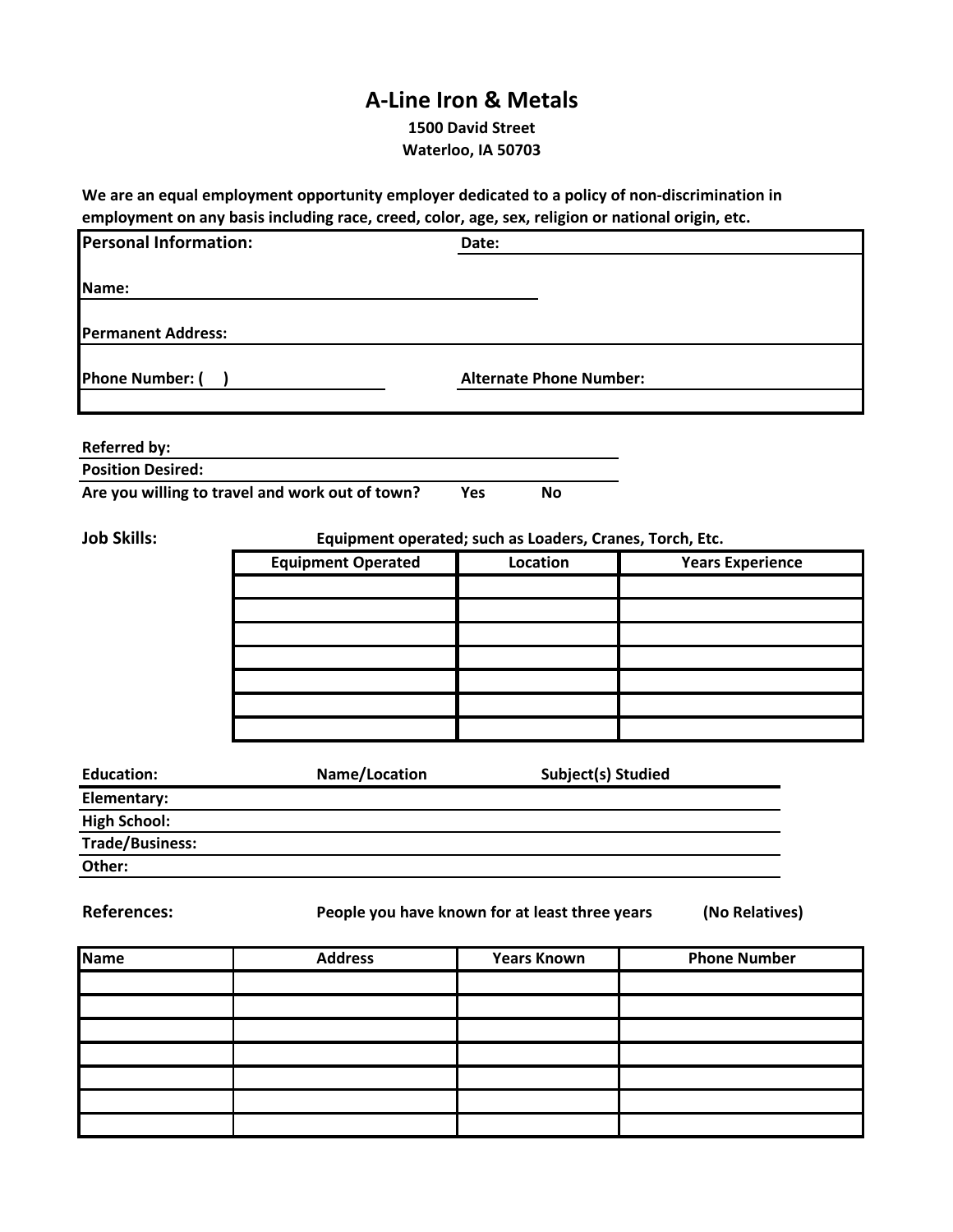# A-Line Iron & Metals

**1500 David Street**
**Waterloo, IA 50703**

**We are an equal employment opportunity employer dedicated to a policy of non-discrimination in employment on any basis including race, creed, color, age, sex, religion or national origin, etc.**

**Personal Information:** **Date:**

**Name:**

**Permanent Address:**

**Phone Number: (    )** **Alternate Phone Number:**

**Referred by:**

**Position Desired:**

**Are you willing to travel and work out of town?** **Yes** **No**

**Job Skills:** **Equipment operated; such as Loaders, Cranes, Torch, Etc.**

| Equipment Operated | Location | Years Experience |
|---|---|---|
| | | |
| | | |
| | | |
| | | |
| | | |
| | | |
| | | |

| Education: | Name/Location | Subject(s) Studied |
|---|---|---|
| Elementary: | | |
| High School: | | |
| Trade/Business: | | |
| Other: | | |

**References:** **People you have known for at least three years** **(No Relatives)**

| Name | Address | Years Known | Phone Number |
|---|---|---|---|
| | | | |
| | | | |
| | | | |
| | | | |
| | | | |
| | | | |
| | | | |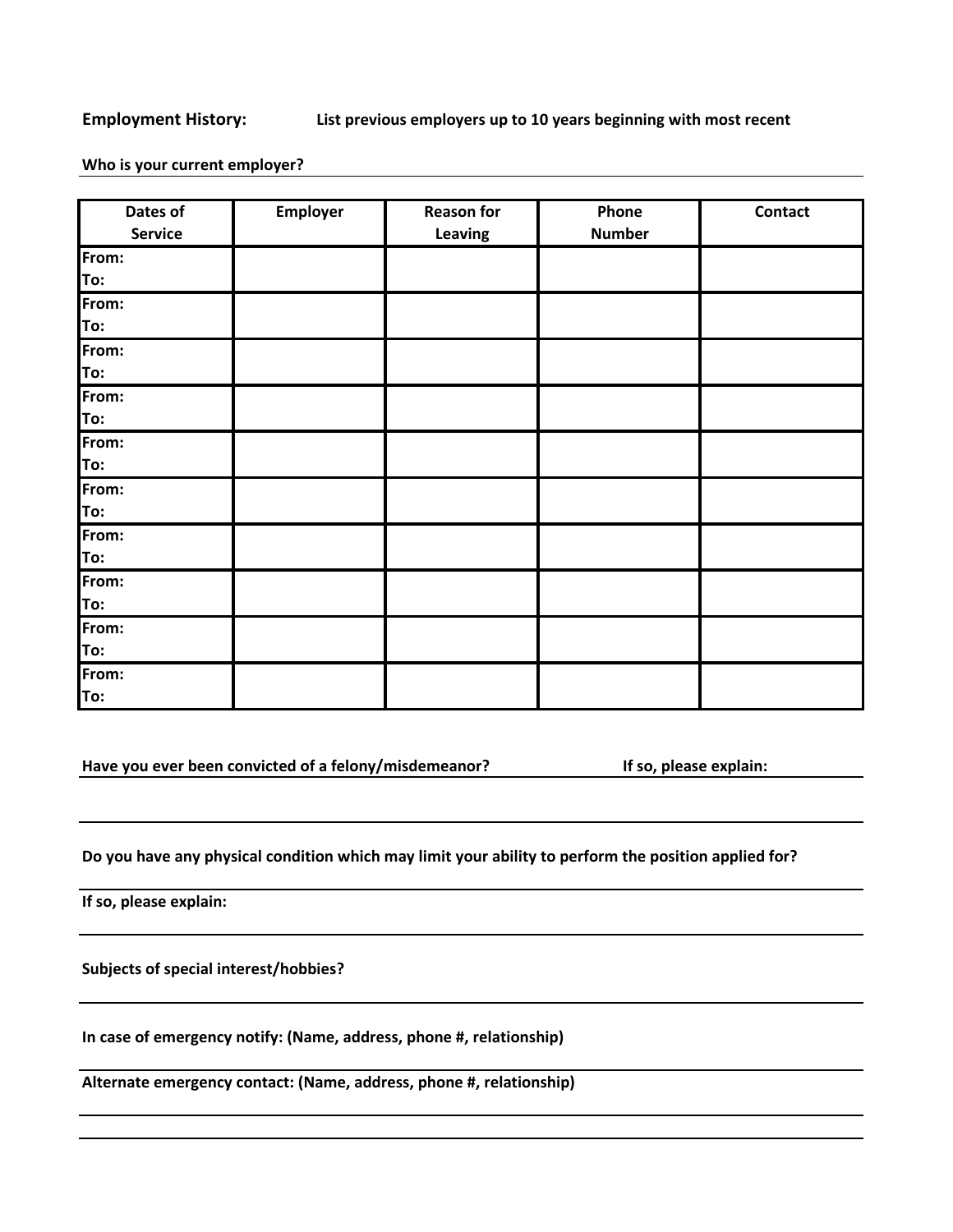**Employment History:** **List previous employers up to 10 years beginning with most recent**

**Who is your current employer?**

| Dates of Service | Employer | Reason for Leaving | Phone Number | Contact |
|---|---|---|---|---|
| From:<br>To: | | | | |
| From:<br>To: | | | | |
| From:<br>To: | | | | |
| From:<br>To: | | | | |
| From:<br>To: | | | | |
| From:<br>To: | | | | |
| From:<br>To: | | | | |
| From:<br>To: | | | | |
| From:<br>To: | | | | |
| From:<br>To: | | | | |

**Have you ever been convicted of a felony/misdemeanor?** **If so, please explain:**

**Do you have any physical condition which may limit your ability to perform the position applied for?**

**If so, please explain:**

**Subjects of special interest/hobbies?**

**In case of emergency notify: (Name, address, phone #, relationship)**

**Alternate emergency contact: (Name, address, phone #, relationship)**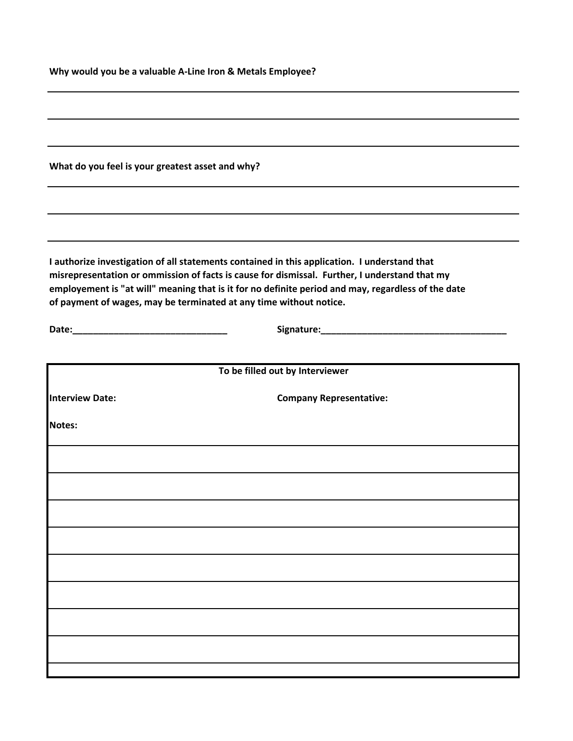**Why would you be a valuable A-Line Iron & Metals Employee?**

______________________________________________________________________________

______________________________________________________________________________

______________________________________________________________________________

**What do you feel is your greatest asset and why?**

______________________________________________________________________________

______________________________________________________________________________

______________________________________________________________________________

**I authorize investigation of all statements contained in this application. I understand that misrepresentation or ommission of facts is cause for dismissal. Further, I understand that my employement is "at will" meaning that is it for no definite period and may, regardless of the date of payment of wages, may be terminated at any time without notice.**

**Date:**_______________________________ **Signature:**_____________________________________

| To be filled out by Interviewer | |
|---|---|
| **Interview Date:** | **Company Representative:** |
| **Notes:** | |
| | |
| | |
| | |
| | |
| | |
| | |
| | |
| | |
| | |